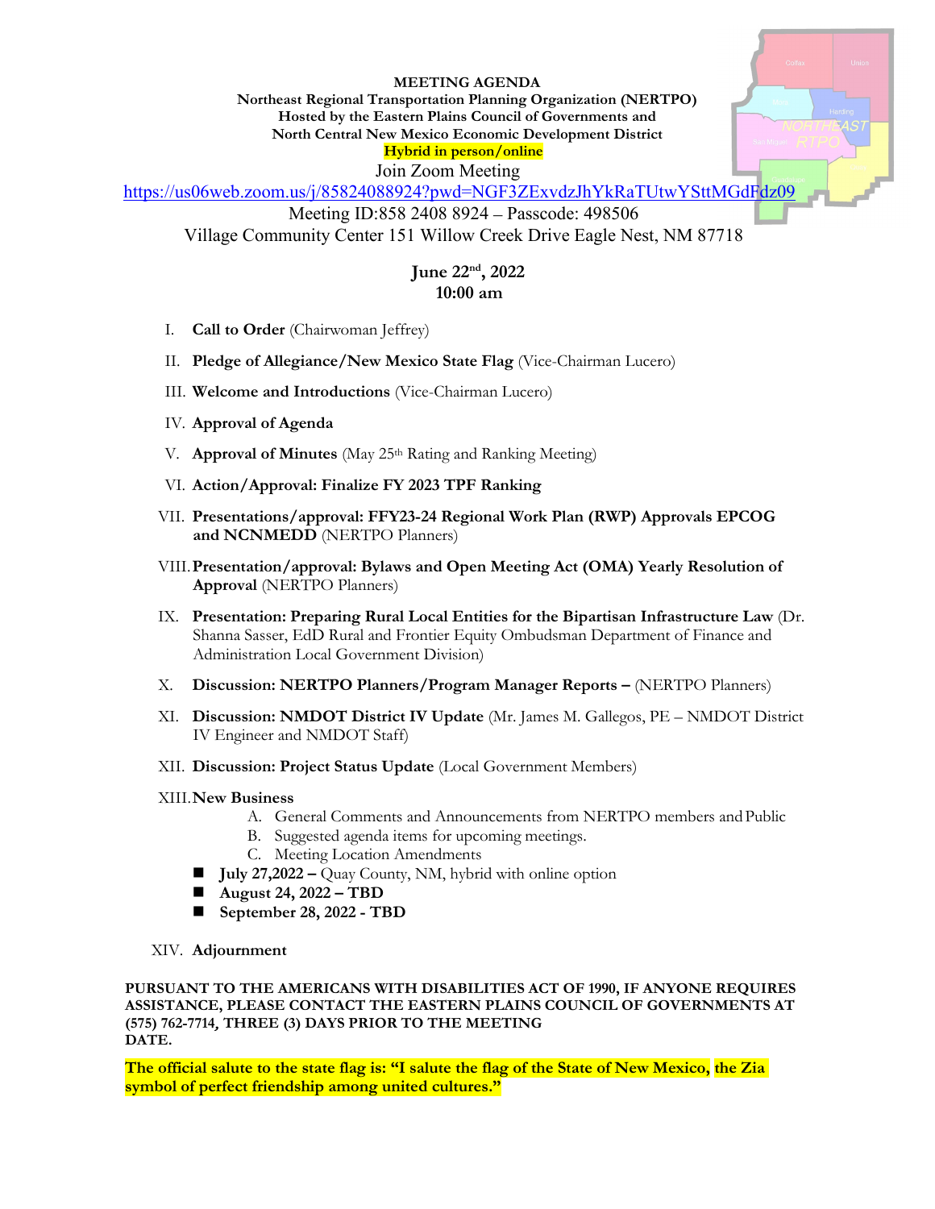**MEETING AGENDA**
**Northeast Regional Transportation Planning Organization (NERTPO)**
**Hosted by the Eastern Plains Council of Governments and**
**North Central New Mexico Economic Development District**
**Hybrid in person/online**

Join Zoom Meeting
https://us06web.zoom.us/j/85824088924?pwd=NGF3ZExvdzJhYkRaTUtwYSttMGdFdz09
Meeting ID:858 2408 8924 – Passcode: 498506
Village Community Center 151 Willow Creek Drive Eagle Nest, NM 87718

**June 22nd, 2022**
**10:00 am**

I. **Call to Order** (Chairwoman Jeffrey)

II. **Pledge of Allegiance/New Mexico State Flag** (Vice-Chairman Lucero)

III. **Welcome and Introductions** (Vice-Chairman Lucero)

IV. **Approval of Agenda**

V. **Approval of Minutes** (May 25th Rating and Ranking Meeting)

VI. **Action/Approval: Finalize FY 2023 TPF Ranking**

VII. **Presentations/approval: FFY23-24 Regional Work Plan (RWP) Approvals EPCOG and NCNMEDD** (NERTPO Planners)

VIII. **Presentation/approval: Bylaws and Open Meeting Act (OMA) Yearly Resolution of Approval** (NERTPO Planners)

IX. **Presentation: Preparing Rural Local Entities for the Bipartisan Infrastructure Law** (Dr. Shanna Sasser, EdD Rural and Frontier Equity Ombudsman Department of Finance and Administration Local Government Division)

X. **Discussion: NERTPO Planners/Program Manager Reports –** (NERTPO Planners)

XI. **Discussion: NMDOT District IV Update** (Mr. James M. Gallegos, PE – NMDOT District IV Engineer and NMDOT Staff)

XII. **Discussion: Project Status Update** (Local Government Members)

XIII. **New Business**
   A. General Comments and Announcements from NERTPO members and Public
   B. Suggested agenda items for upcoming meetings.
   C. Meeting Location Amendments

- **July 27,2022 –** Quay County, NM, hybrid with online option
- **August 24, 2022 – TBD**
- **September 28, 2022 - TBD**

XIV. **Adjournment**

**PURSUANT TO THE AMERICANS WITH DISABILITIES ACT OF 1990, IF ANYONE REQUIRES ASSISTANCE, PLEASE CONTACT THE EASTERN PLAINS COUNCIL OF GOVERNMENTS AT (575) 762-7714, THREE (3) DAYS PRIOR TO THE MEETING DATE.**

**The official salute to the state flag is: "I salute the flag of the State of New Mexico, the Zia symbol of perfect friendship among united cultures."**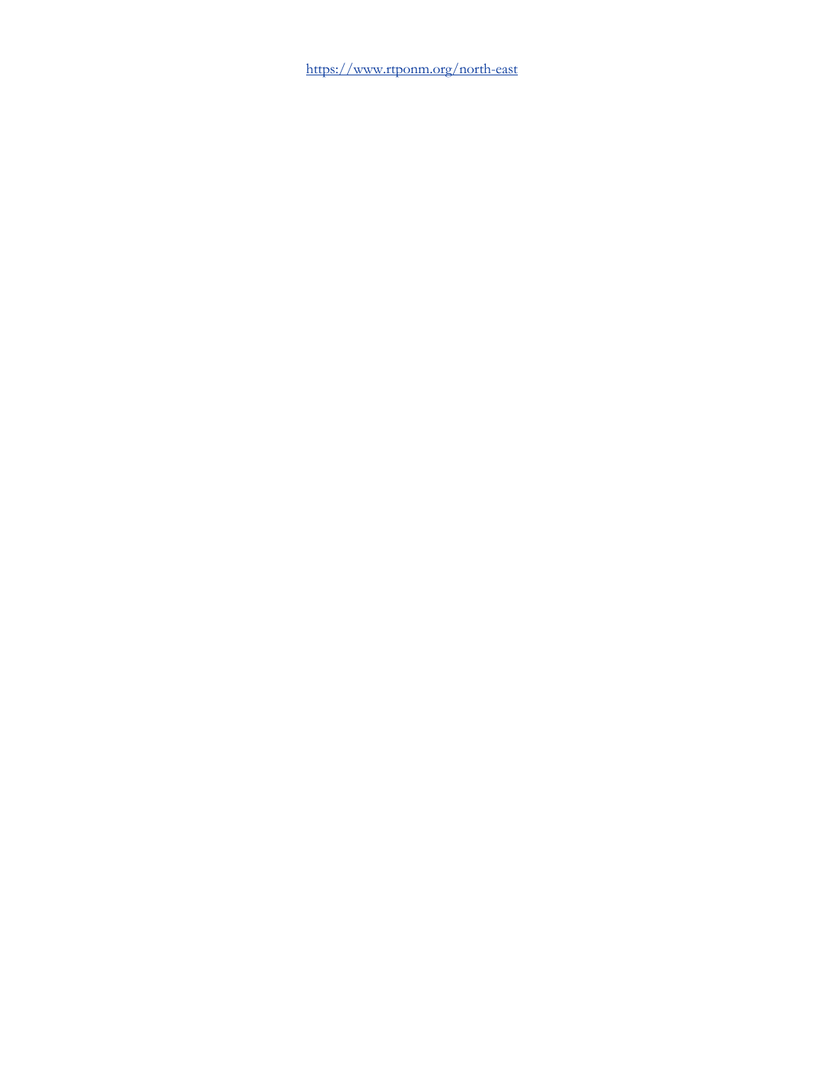https://www.rtponm.org/north-east